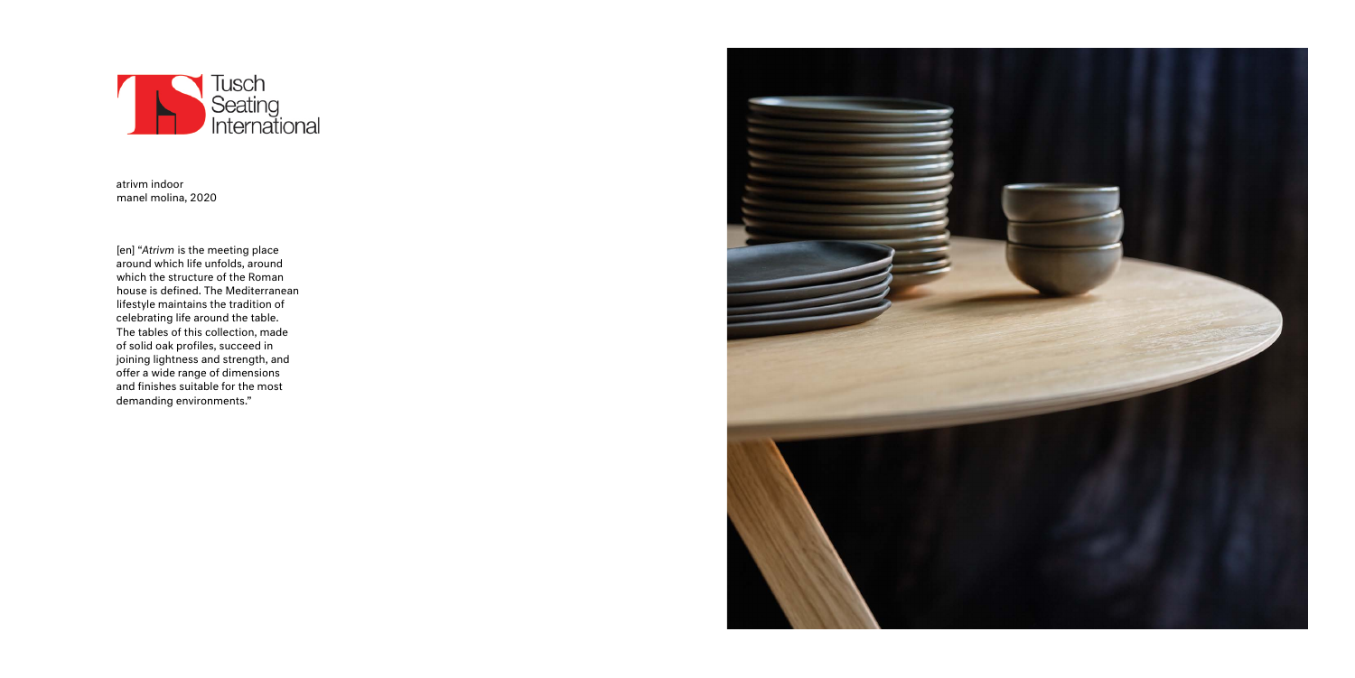Tusch Seating International

atrivm indoor
manel molina, 2020

[en] "*Atrivm* is the meeting place around which life unfolds, around which the structure of the Roman house is defined. The Mediterranean lifestyle maintains the tradition of celebrating life around the table. The tables of this collection, made of solid oak profiles, succeed in joining lightness and strength, and offer a wide range of dimensions and finishes suitable for the most demanding environments."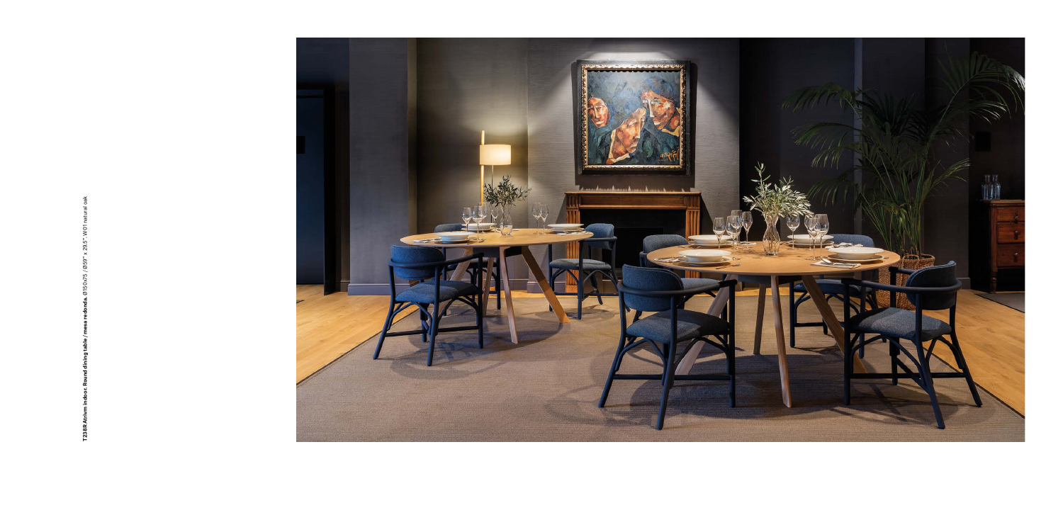**T238R Atrivm indoor. Round dining table / mesa redonda.** Ø150x75 / Ø59" x 29.5". W01 natural oak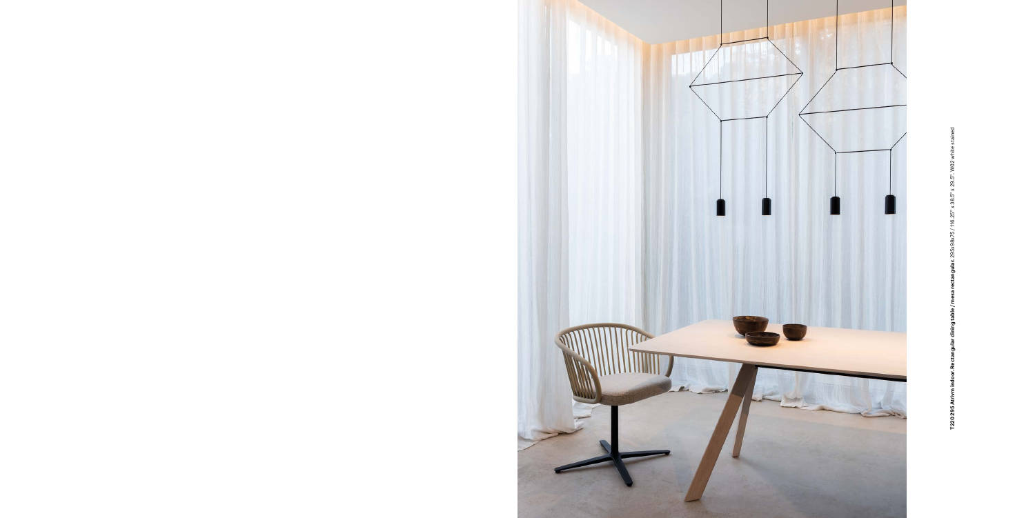**T220 295 Atrivm indoor. Rectangular dining table / mesa rectangular.** 295x98x75 / 116.25" x 38.5" x 29.5". W02 white stained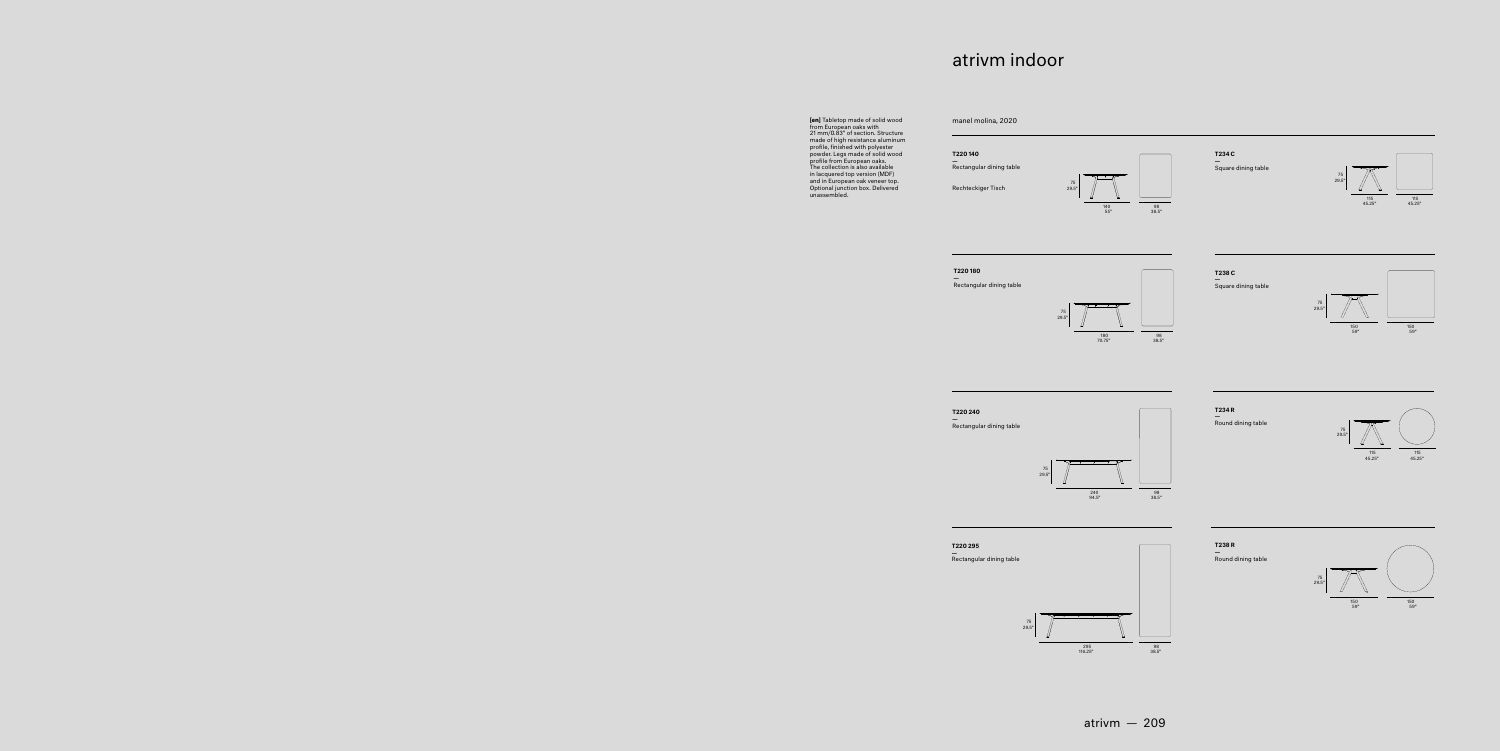# atrivm indoor

**[en]** Tabletop made of solid wood from European oaks with 21 mm/0.83" of section. Structure made of high resistance aluminum profile, finished with polyester powder. Legs made of solid wood profile from European oaks. The collection is also available in lacquered top version (MDF) and in European oak veneer top. Optional junction box. Delivered unassembled.

manel molina, 2020

**T220 140**

—

Rectangular dining table

Rechteckiger Tisch

75
29.5"

140
55"

98
38.5"

**T234 C**

—

Square dining table

75
29.5"

115
45.25"

115
45.25"

**T220 180**

—

Rectangular dining table

75
29.5"

180
70.75"

98
38.5"

**T238 C**

—

Square dining table

75
29.5"

150
59"

150
59"

**T220 240**

—

Rectangular dining table

75
29.5"

240
94.5"

98
38.5"

**T234 R**

—

Round dining table

75
29.5"

115
45.25"

115
45.25"

**T220 295**

—

Rectangular dining table

75
29.5"

295
116.25"

98
38.5"

**T238 R**

—

Round dining table

75
29.5"

150
59"

150
59"